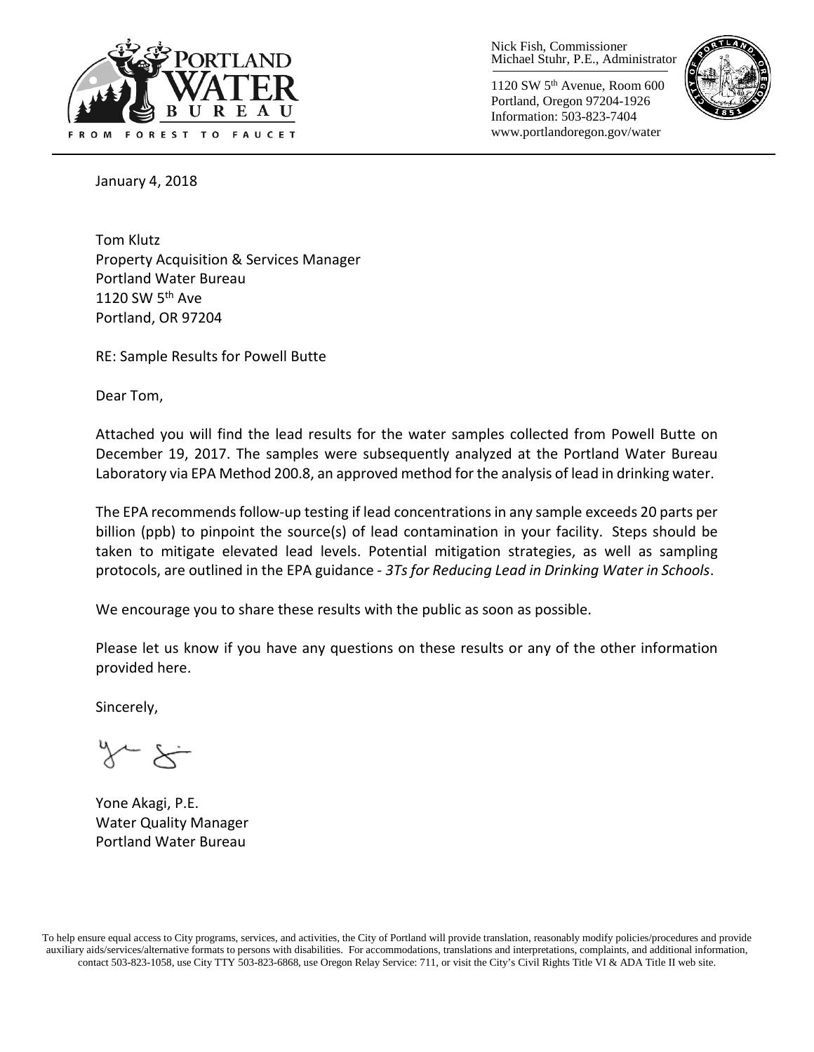Portland Water Bureau
FROM FOREST TO FAUCET

Nick Fish, Commissioner
Michael Stuhr, P.E., Administrator

1120 SW 5th Avenue, Room 600
Portland, Oregon 97204-1926
Information: 503-823-7404
www.portlandoregon.gov/water

January 4, 2018

Tom Klutz
Property Acquisition & Services Manager
Portland Water Bureau
1120 SW 5th Ave
Portland, OR 97204

RE: Sample Results for Powell Butte

Dear Tom,

Attached you will find the lead results for the water samples collected from Powell Butte on December 19, 2017. The samples were subsequently analyzed at the Portland Water Bureau Laboratory via EPA Method 200.8, an approved method for the analysis of lead in drinking water.

The EPA recommends follow-up testing if lead concentrations in any sample exceeds 20 parts per billion (ppb) to pinpoint the source(s) of lead contamination in your facility. Steps should be taken to mitigate elevated lead levels. Potential mitigation strategies, as well as sampling protocols, are outlined in the EPA guidance - *3Ts for Reducing Lead in Drinking Water in Schools*.

We encourage you to share these results with the public as soon as possible.

Please let us know if you have any questions on these results or any of the other information provided here.

Sincerely,

Yone Akagi, P.E.
Water Quality Manager
Portland Water Bureau

To help ensure equal access to City programs, services, and activities, the City of Portland will provide translation, reasonably modify policies/procedures and provide auxiliary aids/services/alternative formats to persons with disabilities. For accommodations, translations and interpretations, complaints, and additional information, contact 503-823-1058, use City TTY 503-823-6868, use Oregon Relay Service: 711, or visit the City's Civil Rights Title VI & ADA Title II web site.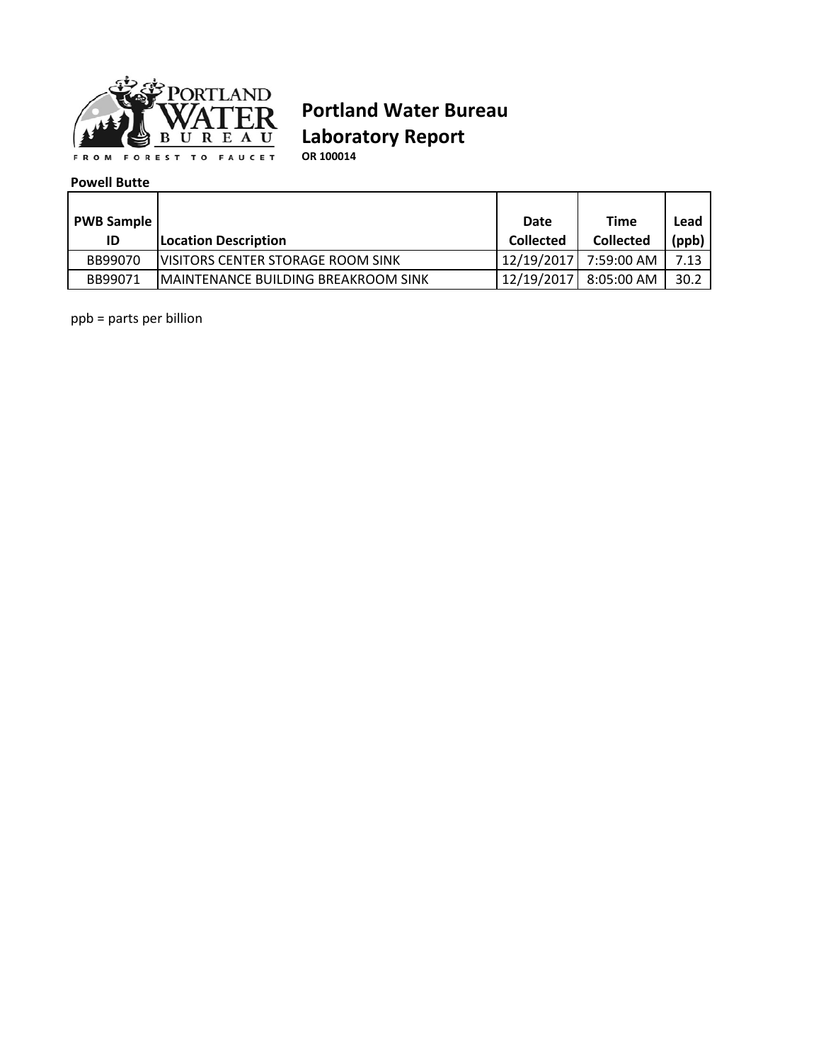# Portland Water Bureau Laboratory Report

**OR 100014**

**Powell Butte**

| PWB Sample ID | Location Description | Date Collected | Time Collected | Lead (ppb) |
|---|---|---|---|---|
| BB99070 | VISITORS CENTER STORAGE ROOM SINK | 12/19/2017 | 7:59:00 AM | 7.13 |
| BB99071 | MAINTENANCE BUILDING BREAKROOM SINK | 12/19/2017 | 8:05:00 AM | 30.2 |

ppb = parts per billion